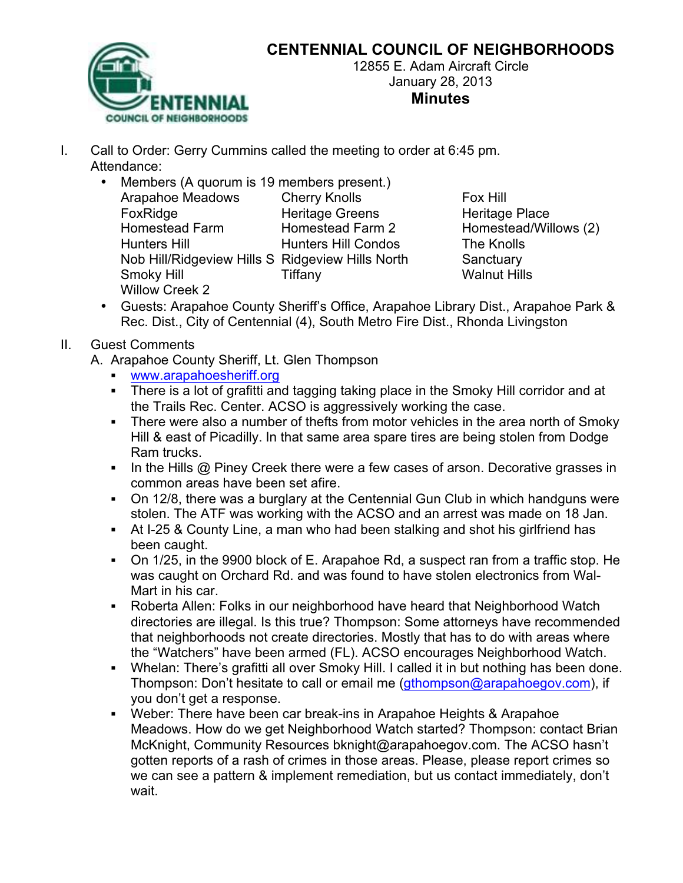# CENTENNIAL COUNCIL OF NEIGHBORHOODS

12855 E. Adam Aircraft Circle
January 28, 2013

**Minutes**

I. Call to Order: Gerry Cummins called the meeting to order at 6:45 pm.
   Attendance:
   - Members (A quorum is 19 members present.)

| | | |
|---|---|---|
| Arapahoe Meadows | Cherry Knolls | Fox Hill |
| FoxRidge | Heritage Greens | Heritage Place |
| Homestead Farm | Homestead Farm 2 | Homestead/Willows (2) |
| Hunters Hill | Hunters Hill Condos | The Knolls |
| Nob Hill/Ridgeview Hills S | Ridgeview Hills North | Sanctuary |
| Smoky Hill | Tiffany | Walnut Hills |
| Willow Creek 2 | | |

   - Guests: Arapahoe County Sheriff's Office, Arapahoe Library Dist., Arapahoe Park & Rec. Dist., City of Centennial (4), South Metro Fire Dist., Rhonda Livingston

II. Guest Comments
   A. Arapahoe County Sheriff, Lt. Glen Thompson
   - www.arapahoesheriff.org
   - There is a lot of grafitti and tagging taking place in the Smoky Hill corridor and at the Trails Rec. Center. ACSO is aggressively working the case.
   - There were also a number of thefts from motor vehicles in the area north of Smoky Hill & east of Picadilly. In that same area spare tires are being stolen from Dodge Ram trucks.
   - In the Hills @ Piney Creek there were a few cases of arson. Decorative grasses in common areas have been set afire.
   - On 12/8, there was a burglary at the Centennial Gun Club in which handguns were stolen. The ATF was working with the ACSO and an arrest was made on 18 Jan.
   - At I-25 & County Line, a man who had been stalking and shot his girlfriend has been caught.
   - On 1/25, in the 9900 block of E. Arapahoe Rd, a suspect ran from a traffic stop. He was caught on Orchard Rd. and was found to have stolen electronics from Wal-Mart in his car.
   - Roberta Allen: Folks in our neighborhood have heard that Neighborhood Watch directories are illegal. Is this true? Thompson: Some attorneys have recommended that neighborhoods not create directories. Mostly that has to do with areas where the "Watchers" have been armed (FL). ACSO encourages Neighborhood Watch.
   - Whelan: There's grafitti all over Smoky Hill. I called it in but nothing has been done. Thompson: Don't hesitate to call or email me (gthompson@arapahoegov.com), if you don't get a response.
   - Weber: There have been car break-ins in Arapahoe Heights & Arapahoe Meadows. How do we get Neighborhood Watch started? Thompson: contact Brian McKnight, Community Resources bknight@arapahoegov.com. The ACSO hasn't gotten reports of a rash of crimes in those areas. Please, please report crimes so we can see a pattern & implement remediation, but us contact immediately, don't wait.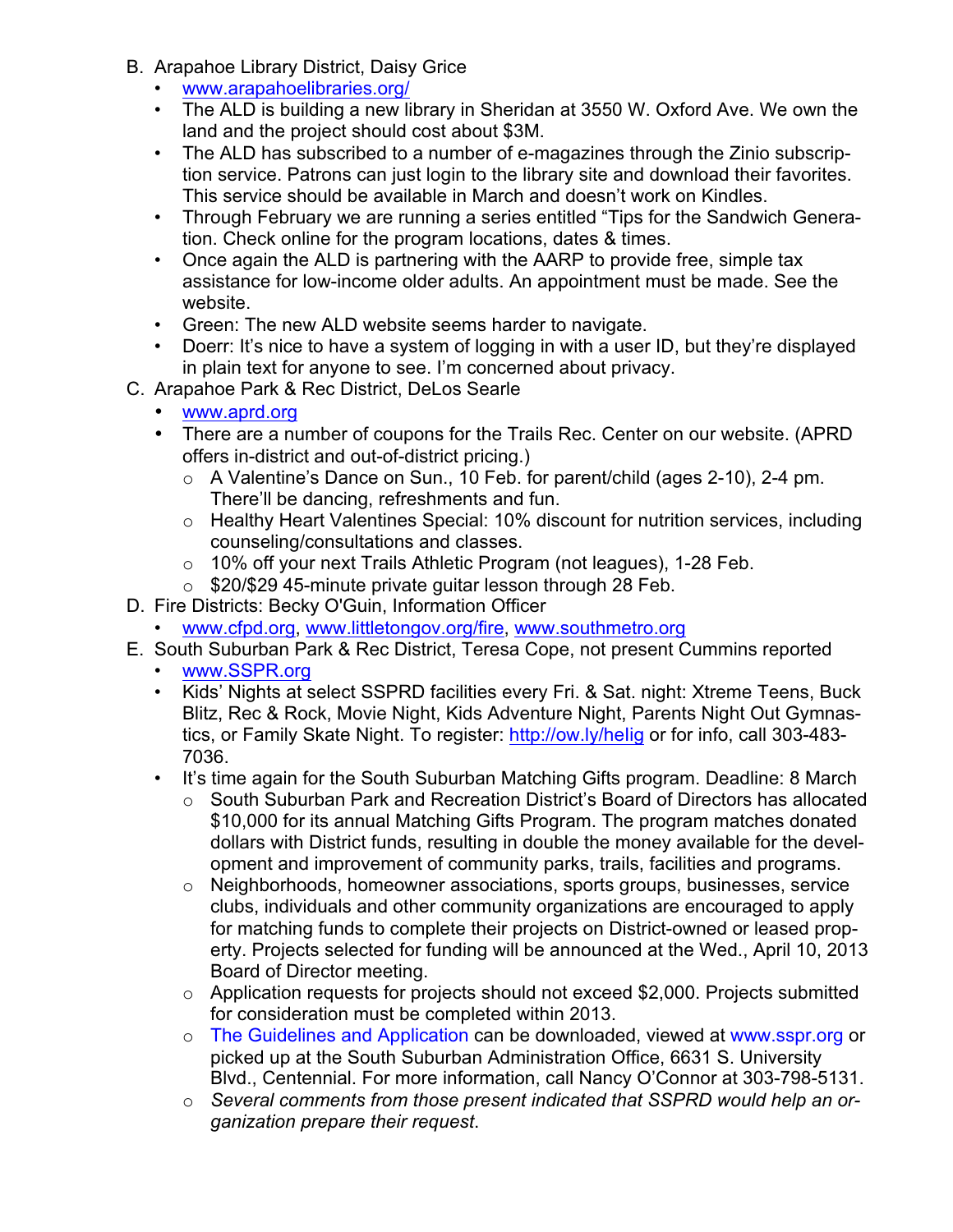B. Arapahoe Library District, Daisy Grice
   - www.arapahoelibraries.org/
   - The ALD is building a new library in Sheridan at 3550 W. Oxford Ave. We own the land and the project should cost about $3M.
   - The ALD has subscribed to a number of e-magazines through the Zinio subscription service. Patrons can just login to the library site and download their favorites. This service should be available in March and doesn't work on Kindles.
   - Through February we are running a series entitled "Tips for the Sandwich Generation. Check online for the program locations, dates & times.
   - Once again the ALD is partnering with the AARP to provide free, simple tax assistance for low-income older adults. An appointment must be made. See the website.
   - Green: The new ALD website seems harder to navigate.
   - Doerr: It's nice to have a system of logging in with a user ID, but they're displayed in plain text for anyone to see. I'm concerned about privacy.

C. Arapahoe Park & Rec District, DeLos Searle
   - www.aprd.org
   - There are a number of coupons for the Trails Rec. Center on our website. (APRD offers in-district and out-of-district pricing.)
     - A Valentine's Dance on Sun., 10 Feb. for parent/child (ages 2-10), 2-4 pm. There'll be dancing, refreshments and fun.
     - Healthy Heart Valentines Special: 10% discount for nutrition services, including counseling/consultations and classes.
     - 10% off your next Trails Athletic Program (not leagues), 1-28 Feb.
     - $20/$29 45-minute private guitar lesson through 28 Feb.

D. Fire Districts: Becky O'Guin, Information Officer
   - www.cfpd.org, www.littletongov.org/fire, www.southmetro.org

E. South Suburban Park & Rec District, Teresa Cope, not present Cummins reported
   - www.SSPR.org
   - Kids' Nights at select SSPRD facilities every Fri. & Sat. night: Xtreme Teens, Buck Blitz, Rec & Rock, Movie Night, Kids Adventure Night, Parents Night Out Gymnastics, or Family Skate Night. To register: http://ow.ly/helig or for info, call 303-483-7036.
   - It's time again for the South Suburban Matching Gifts program. Deadline: 8 March
     - South Suburban Park and Recreation District's Board of Directors has allocated $10,000 for its annual Matching Gifts Program. The program matches donated dollars with District funds, resulting in double the money available for the development and improvement of community parks, trails, facilities and programs.
     - Neighborhoods, homeowner associations, sports groups, businesses, service clubs, individuals and other community organizations are encouraged to apply for matching funds to complete their projects on District-owned or leased property. Projects selected for funding will be announced at the Wed., April 10, 2013 Board of Director meeting.
     - Application requests for projects should not exceed $2,000. Projects submitted for consideration must be completed within 2013.
     - The Guidelines and Application can be downloaded, viewed at www.sspr.org or picked up at the South Suburban Administration Office, 6631 S. University Blvd., Centennial. For more information, call Nancy O'Connor at 303-798-5131.
     - *Several comments from those present indicated that SSPRD would help an organization prepare their request.*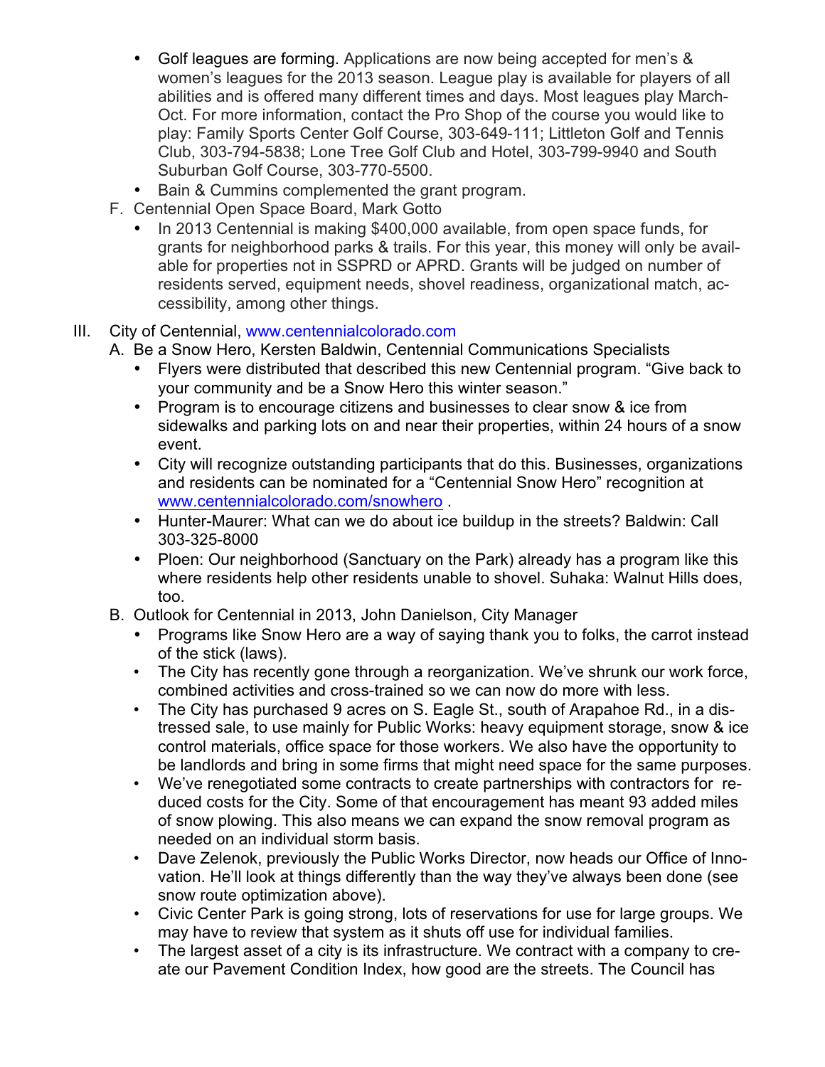- Golf leagues are forming. Applications are now being accepted for men's & women's leagues for the 2013 season. League play is available for players of all abilities and is offered many different times and days. Most leagues play March-Oct. For more information, contact the Pro Shop of the course you would like to play: Family Sports Center Golf Course, 303-649-111; Littleton Golf and Tennis Club, 303-794-5838; Lone Tree Golf Club and Hotel, 303-799-9940 and South Suburban Golf Course, 303-770-5500.
- Bain & Cummins complemented the grant program.

F. Centennial Open Space Board, Mark Gotto

- In 2013 Centennial is making $400,000 available, from open space funds, for grants for neighborhood parks & trails. For this year, this money will only be available for properties not in SSPRD or APRD. Grants will be judged on number of residents served, equipment needs, shovel readiness, organizational match, accessibility, among other things.

III. City of Centennial, www.centennialcolorado.com

A. Be a Snow Hero, Kersten Baldwin, Centennial Communications Specialists

- Flyers were distributed that described this new Centennial program. "Give back to your community and be a Snow Hero this winter season."
- Program is to encourage citizens and businesses to clear snow & ice from sidewalks and parking lots on and near their properties, within 24 hours of a snow event.
- City will recognize outstanding participants that do this. Businesses, organizations and residents can be nominated for a "Centennial Snow Hero" recognition at www.centennialcolorado.com/snowhero .
- Hunter-Maurer: What can we do about ice buildup in the streets? Baldwin: Call 303-325-8000
- Ploen: Our neighborhood (Sanctuary on the Park) already has a program like this where residents help other residents unable to shovel. Suhaka: Walnut Hills does, too.

B. Outlook for Centennial in 2013, John Danielson, City Manager

- Programs like Snow Hero are a way of saying thank you to folks, the carrot instead of the stick (laws).
- The City has recently gone through a reorganization. We've shrunk our work force, combined activities and cross-trained so we can now do more with less.
- The City has purchased 9 acres on S. Eagle St., south of Arapahoe Rd., in a distressed sale, to use mainly for Public Works: heavy equipment storage, snow & ice control materials, office space for those workers. We also have the opportunity to be landlords and bring in some firms that might need space for the same purposes.
- We've renegotiated some contracts to create partnerships with contractors for reduced costs for the City. Some of that encouragement has meant 93 added miles of snow plowing. This also means we can expand the snow removal program as needed on an individual storm basis.
- Dave Zelenok, previously the Public Works Director, now heads our Office of Innovation. He'll look at things differently than the way they've always been done (see snow route optimization above).
- Civic Center Park is going strong, lots of reservations for use for large groups. We may have to review that system as it shuts off use for individual families.
- The largest asset of a city is its infrastructure. We contract with a company to create our Pavement Condition Index, how good are the streets. The Council has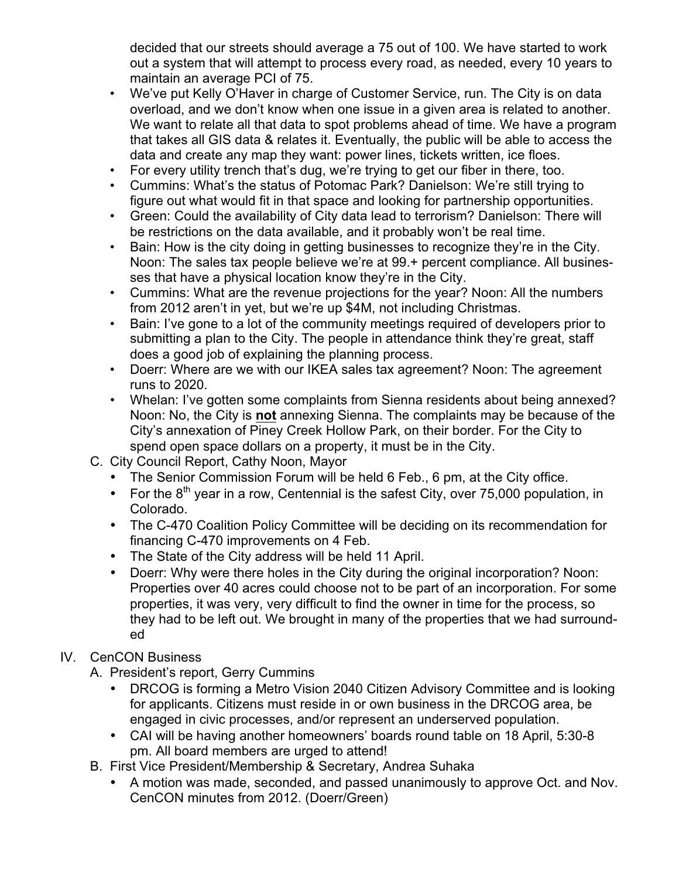decided that our streets should average a 75 out of 100. We have started to work out a system that will attempt to process every road, as needed, every 10 years to maintain an average PCI of 75.

- We've put Kelly O'Haver in charge of Customer Service, run. The City is on data overload, and we don't know when one issue in a given area is related to another. We want to relate all that data to spot problems ahead of time. We have a program that takes all GIS data & relates it. Eventually, the public will be able to access the data and create any map they want: power lines, tickets written, ice floes.
- For every utility trench that's dug, we're trying to get our fiber in there, too.
- Cummins: What's the status of Potomac Park? Danielson: We're still trying to figure out what would fit in that space and looking for partnership opportunities.
- Green: Could the availability of City data lead to terrorism? Danielson: There will be restrictions on the data available, and it probably won't be real time.
- Bain: How is the city doing in getting businesses to recognize they're in the City. Noon: The sales tax people believe we're at 99.+ percent compliance. All businesses that have a physical location know they're in the City.
- Cummins: What are the revenue projections for the year? Noon: All the numbers from 2012 aren't in yet, but we're up $4M, not including Christmas.
- Bain: I've gone to a lot of the community meetings required of developers prior to submitting a plan to the City. The people in attendance think they're great, staff does a good job of explaining the planning process.
- Doerr: Where are we with our IKEA sales tax agreement? Noon: The agreement runs to 2020.
- Whelan: I've gotten some complaints from Sienna residents about being annexed? Noon: No, the City is **not** annexing Sienna. The complaints may be because of the City's annexation of Piney Creek Hollow Park, on their border. For the City to spend open space dollars on a property, it must be in the City.

C. City Council Report, Cathy Noon, Mayor

- The Senior Commission Forum will be held 6 Feb., 6 pm, at the City office.
- For the 8th year in a row, Centennial is the safest City, over 75,000 population, in Colorado.
- The C-470 Coalition Policy Committee will be deciding on its recommendation for financing C-470 improvements on 4 Feb.
- The State of the City address will be held 11 April.
- Doerr: Why were there holes in the City during the original incorporation? Noon: Properties over 40 acres could choose not to be part of an incorporation. For some properties, it was very, very difficult to find the owner in time for the process, so they had to be left out. We brought in many of the properties that we had surrounded

IV. CenCON Business

A. President's report, Gerry Cummins

- DRCOG is forming a Metro Vision 2040 Citizen Advisory Committee and is looking for applicants. Citizens must reside in or own business in the DRCOG area, be engaged in civic processes, and/or represent an underserved population.
- CAI will be having another homeowners' boards round table on 18 April, 5:30-8 pm. All board members are urged to attend!

B. First Vice President/Membership & Secretary, Andrea Suhaka

- A motion was made, seconded, and passed unanimously to approve Oct. and Nov. CenCON minutes from 2012. (Doerr/Green)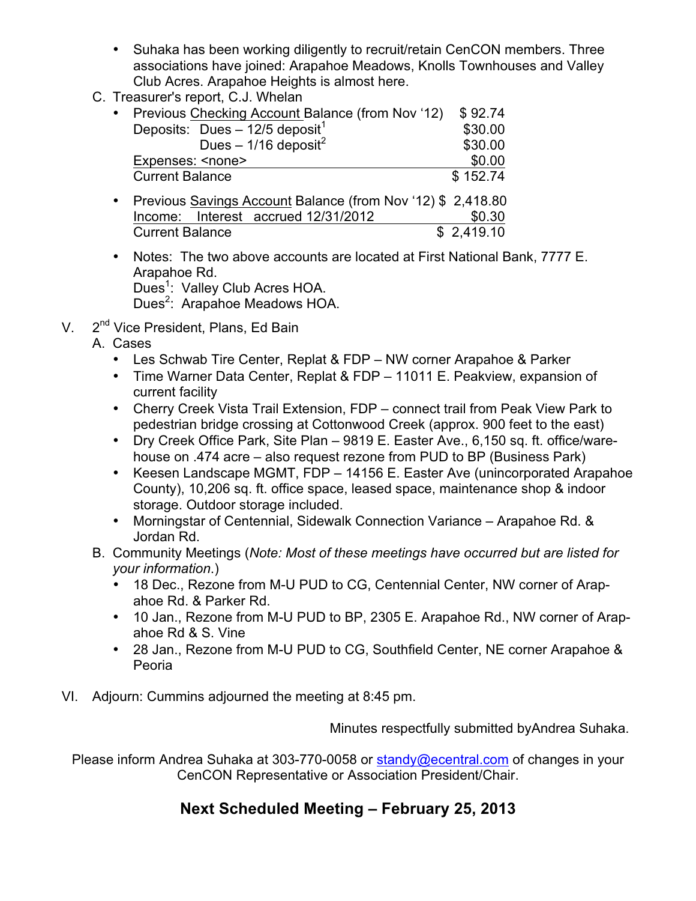- Suhaka has been working diligently to recruit/retain CenCON members. Three associations have joined: Arapahoe Meadows, Knolls Townhouses and Valley Club Acres. Arapahoe Heights is almost here.

C. Treasurer's report, C.J. Whelan

- Previous Checking Account Balance (from Nov '12) $ 92.74

| | |
|---|---|
| Deposits: Dues – 12/5 deposit[1] | $30.00 |
| Dues – 1/16 deposit[2] | $30.00 |
| Expenses: <none> | $0.00 |
| Current Balance | $ 152.74 |

- Previous Savings Account Balance (from Nov '12) $ 2,418.80

| | |
|---|---|
| Income: Interest accrued 12/31/2012 | $0.30 |
| Current Balance | $ 2,419.10 |

- Notes: The two above accounts are located at First National Bank, 7777 E. Arapahoe Rd.
  Dues[1]: Valley Club Acres HOA.
  Dues[2]: Arapahoe Meadows HOA.

V. 2nd Vice President, Plans, Ed Bain

A. Cases

- Les Schwab Tire Center, Replat & FDP – NW corner Arapahoe & Parker
- Time Warner Data Center, Replat & FDP – 11011 E. Peakview, expansion of current facility
- Cherry Creek Vista Trail Extension, FDP – connect trail from Peak View Park to pedestrian bridge crossing at Cottonwood Creek (approx. 900 feet to the east)
- Dry Creek Office Park, Site Plan – 9819 E. Easter Ave., 6,150 sq. ft. office/warehouse on .474 acre – also request rezone from PUD to BP (Business Park)
- Keesen Landscape MGMT, FDP – 14156 E. Easter Ave (unincorporated Arapahoe County), 10,206 sq. ft. office space, leased space, maintenance shop & indoor storage. Outdoor storage included.
- Morningstar of Centennial, Sidewalk Connection Variance – Arapahoe Rd. & Jordan Rd.

B. Community Meetings (*Note: Most of these meetings have occurred but are listed for your information*.)

- 18 Dec., Rezone from M-U PUD to CG, Centennial Center, NW corner of Arapahoe Rd. & Parker Rd.
- 10 Jan., Rezone from M-U PUD to BP, 2305 E. Arapahoe Rd., NW corner of Arapahoe Rd & S. Vine
- 28 Jan., Rezone from M-U PUD to CG, Southfield Center, NE corner Arapahoe & Peoria

VI. Adjourn: Cummins adjourned the meeting at 8:45 pm.

Minutes respectfully submitted byAndrea Suhaka.

Please inform Andrea Suhaka at 303-770-0058 or standy@ecentral.com of changes in your CenCON Representative or Association President/Chair.

**Next Scheduled Meeting – February 25, 2013**